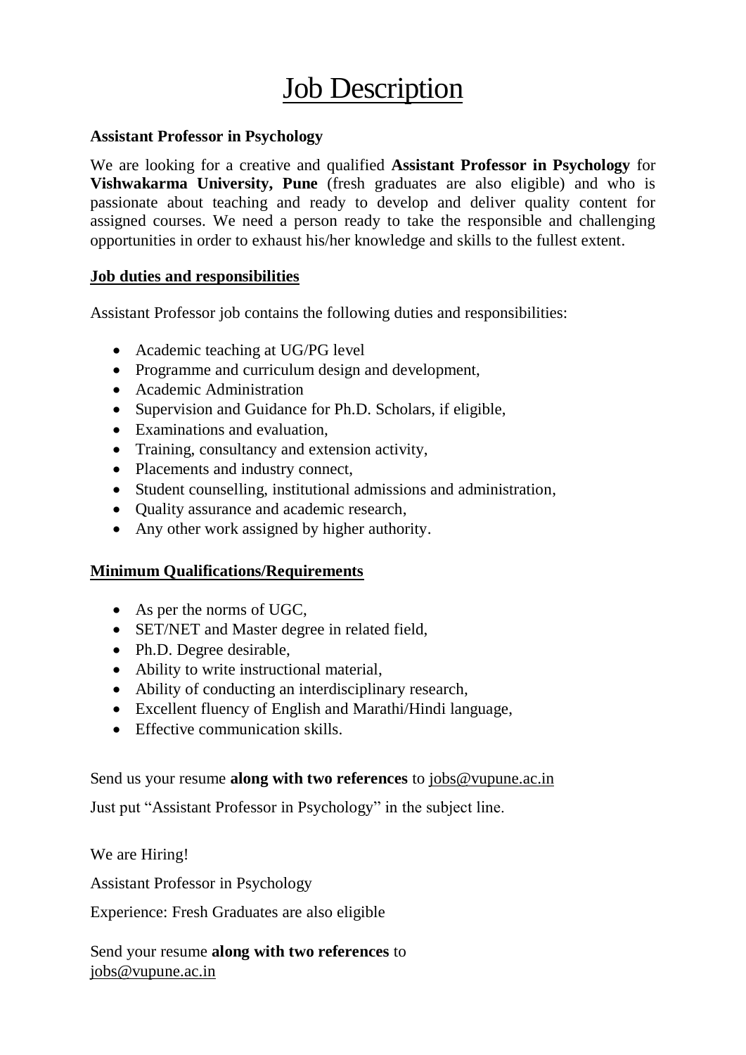# Job Description

**Assistant Professor in Psychology**

We are looking for a creative and qualified **Assistant Professor in Psychology** for **Vishwakarma University, Pune** (fresh graduates are also eligible) and who is passionate about teaching and ready to develop and deliver quality content for assigned courses. We need a person ready to take the responsible and challenging opportunities in order to exhaust his/her knowledge and skills to the fullest extent.

## Job duties and responsibilities

Assistant Professor job contains the following duties and responsibilities:

- Academic teaching at UG/PG level
- Programme and curriculum design and development,
- Academic Administration
- Supervision and Guidance for Ph.D. Scholars, if eligible,
- Examinations and evaluation,
- Training, consultancy and extension activity,
- Placements and industry connect,
- Student counselling, institutional admissions and administration,
- Quality assurance and academic research,
- Any other work assigned by higher authority.

## Minimum Qualifications/Requirements

- As per the norms of UGC,
- SET/NET and Master degree in related field,
- Ph.D. Degree desirable,
- Ability to write instructional material,
- Ability of conducting an interdisciplinary research,
- Excellent fluency of English and Marathi/Hindi language,
- Effective communication skills.

Send us your resume **along with two references** to jobs@vupune.ac.in

Just put "Assistant Professor in Psychology" in the subject line.

We are Hiring!

Assistant Professor in Psychology

Experience: Fresh Graduates are also eligible

Send your resume **along with two references** to jobs@vupune.ac.in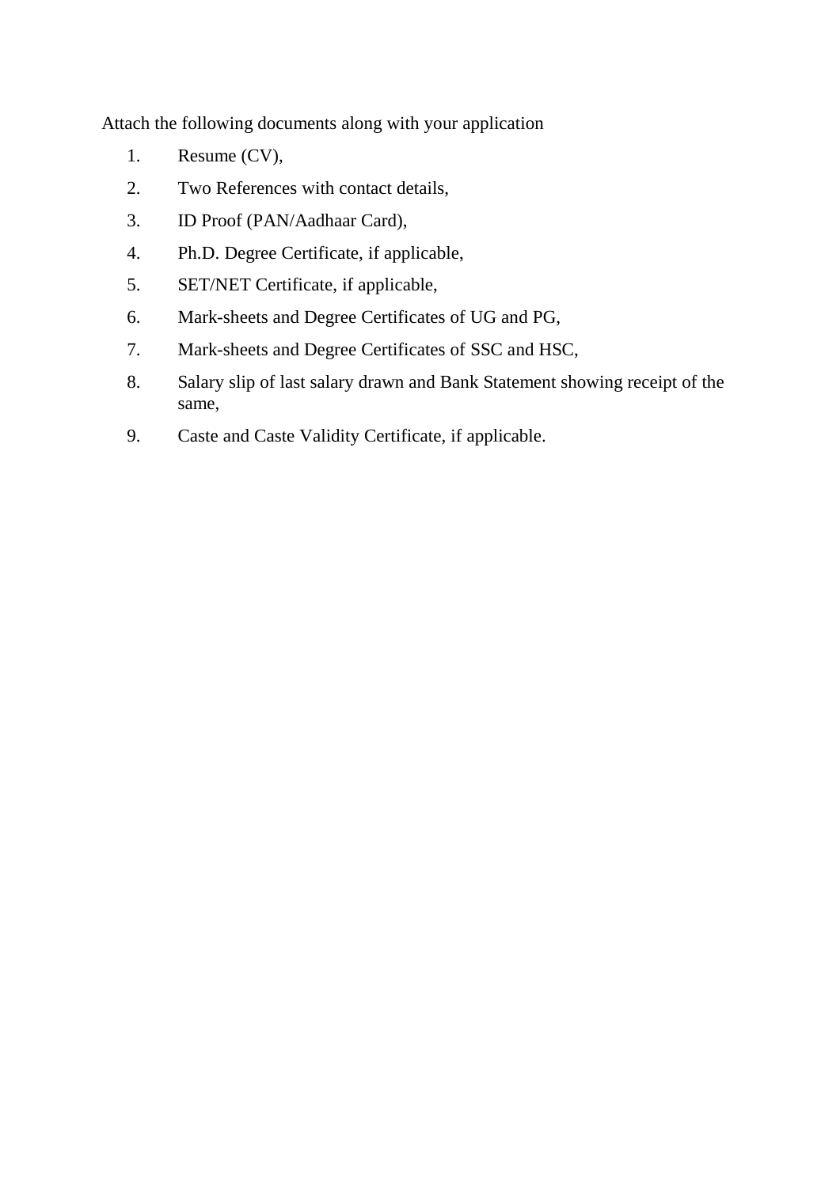Attach the following documents along with your application

1. Resume (CV),
2. Two References with contact details,
3. ID Proof (PAN/Aadhaar Card),
4. Ph.D. Degree Certificate, if applicable,
5. SET/NET Certificate, if applicable,
6. Mark-sheets and Degree Certificates of UG and PG,
7. Mark-sheets and Degree Certificates of SSC and HSC,
8. Salary slip of last salary drawn and Bank Statement showing receipt of the same,
9. Caste and Caste Validity Certificate, if applicable.